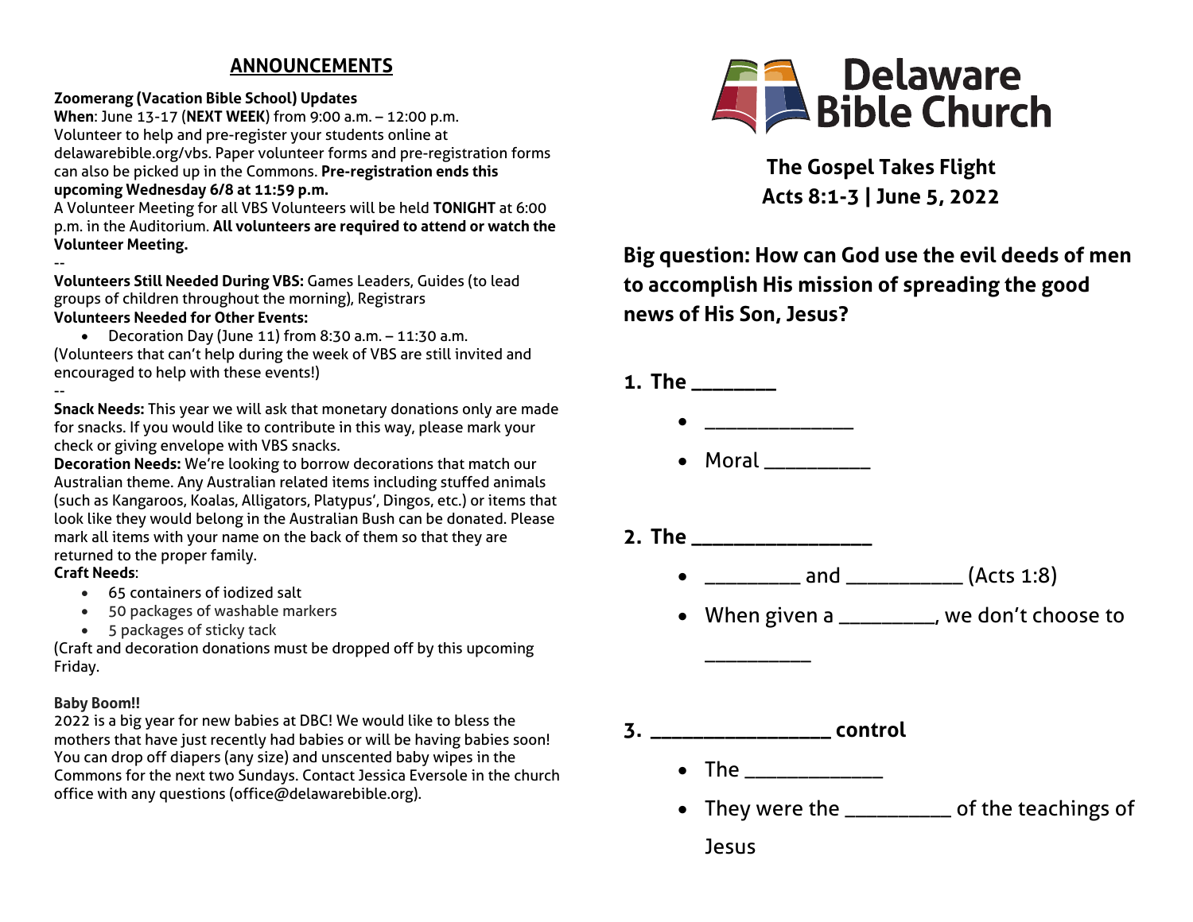## ANNOUNCEMENTS

**Zoomerang (Vacation Bible School) Updates**
**When**: June 13-17 (**NEXT WEEK**) from 9:00 a.m. – 12:00 p.m.
Volunteer to help and pre-register your students online at delawarebible.org/vbs. Paper volunteer forms and pre-registration forms can also be picked up in the Commons. **Pre-registration ends this upcoming Wednesday 6/8 at 11:59 p.m.**
A Volunteer Meeting for all VBS Volunteers will be held **TONIGHT** at 6:00 p.m. in the Auditorium. **All volunteers are required to attend or watch the Volunteer Meeting.**

--

**Volunteers Still Needed During VBS:** Games Leaders, Guides (to lead groups of children throughout the morning), Registrars
**Volunteers Needed for Other Events:**

- Decoration Day (June 11) from 8:30 a.m. – 11:30 a.m.

(Volunteers that can't help during the week of VBS are still invited and encouraged to help with these events!)

--

**Snack Needs:** This year we will ask that monetary donations only are made for snacks. If you would like to contribute in this way, please mark your check or giving envelope with VBS snacks.
**Decoration Needs:** We're looking to borrow decorations that match our Australian theme. Any Australian related items including stuffed animals (such as Kangaroos, Koalas, Alligators, Platypus', Dingos, etc.) or items that look like they would belong in the Australian Bush can be donated. Please mark all items with your name on the back of them so that they are returned to the proper family.
**Craft Needs**:

- 65 containers of iodized salt
- 50 packages of washable markers
- 5 packages of sticky tack

(Craft and decoration donations must be dropped off by this upcoming Friday.

**Baby Boom!!**
2022 is a big year for new babies at DBC! We would like to bless the mothers that have just recently had babies or will be having babies soon! You can drop off diapers (any size) and unscented baby wipes in the Commons for the next two Sundays. Contact Jessica Eversole in the church office with any questions (office@delawarebible.org).

# Delaware Bible Church

**The Gospel Takes Flight**
**Acts 8:1-3 | June 5, 2022**

**Big question: How can God use the evil deeds of men to accomplish His mission of spreading the good news of His Son, Jesus?**

**1. The ________**

- _______________
- Moral __________

**2. The _________________**

- _________ and ___________ (Acts 1:8)
- When given a _________, we don't choose to __________

**3. _________________ control**

- The ______________
- They were the __________ of the teachings of Jesus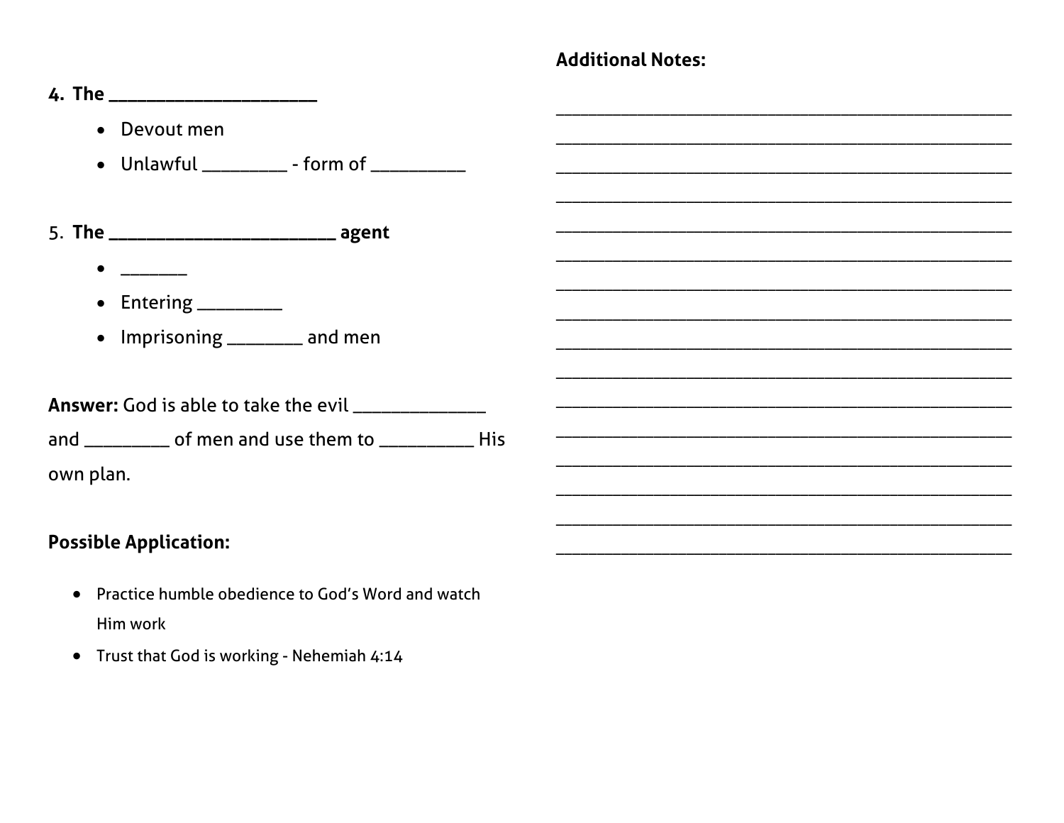4. **The ______________________**
   - Devout men
   - Unlawful _________ - form of __________

5. **The ________________________ agent**
   - _______
   - Entering _________
   - Imprisoning ________ and men

**Answer:** God is able to take the evil ______________ and _________ of men and use them to __________ His own plan.

**Possible Application:**

- Practice humble obedience to God's Word and watch Him work
- Trust that God is working - Nehemiah 4:14

**Additional Notes:**

________________________________________________
________________________________________________
________________________________________________
________________________________________________
________________________________________________
________________________________________________
________________________________________________
________________________________________________
________________________________________________
________________________________________________
________________________________________________
________________________________________________
________________________________________________
________________________________________________
________________________________________________
________________________________________________